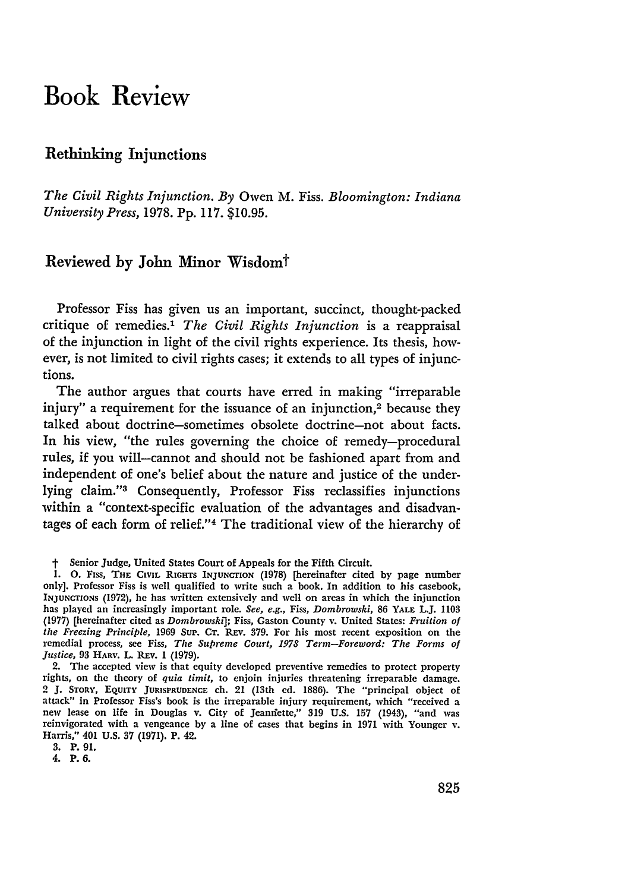# Book Review

## Rethinking Injunctions

*The Civil Rights Injunction. By* Owen M. Fiss. *Bloomington: Indiana University Press,* 1978. Pp. 117. $10.95.

## Reviewed by John Minor Wisdom†

Professor Fiss has given us an important, succinct, thought-packed critique of remedies.[1] *The Civil Rights Injunction* is a reappraisal of the injunction in light of the civil rights experience. Its thesis, however, is not limited to civil rights cases; it extends to all types of injunctions.

The author argues that courts have erred in making "irreparable injury" a requirement for the issuance of an injunction,[2] because they talked about doctrine—sometimes obsolete doctrine—not about facts. In his view, "the rules governing the choice of remedy—procedural rules, if you will—cannot and should not be fashioned apart from and independent of one's belief about the nature and justice of the underlying claim."[3] Consequently, Professor Fiss reclassifies injunctions within a "context-specific evaluation of the advantages and disadvantages of each form of relief."[4] The traditional view of the hierarchy of

---

† Senior Judge, United States Court of Appeals for the Fifth Circuit.

1. O. Fiss, The Civil Rights Injunction (1978) [hereinafter cited by page number only]. Professor Fiss is well qualified to write such a book. In addition to his casebook, Injunctions (1972), he has written extensively and well on areas in which the injunction has played an increasingly important role. *See, e.g.,* Fiss, *Dombrowski,* 86 Yale L.J. 1103 (1977) [hereinafter cited as *Dombrowski*]; Fiss, Gaston County v. United States: *Fruition of the Freezing Principle,* 1969 Sup. Ct. Rev. 379. For his most recent exposition on the remedial process, see Fiss, *The Supreme Court, 1978 Term—Foreword: The Forms of Justice,* 93 Harv. L. Rev. 1 (1979).

2. The accepted view is that equity developed preventive remedies to protect property rights, on the theory of *quia timit,* to enjoin injuries threatening irreparable damage. 2 J. Story, Equity Jurisprudence ch. 21 (13th ed. 1886). The "principal object of attack" in Professor Fiss's book is the irreparable injury requirement, which "received a new lease on life in Douglas v. City of Jeannette," 319 U.S. 157 (1943), "and was reinvigorated with a vengeance by a line of cases that begins in 1971 with Younger v. Harris," 401 U.S. 37 (1971). P. 42.

3. P. 91.

4. P. 6.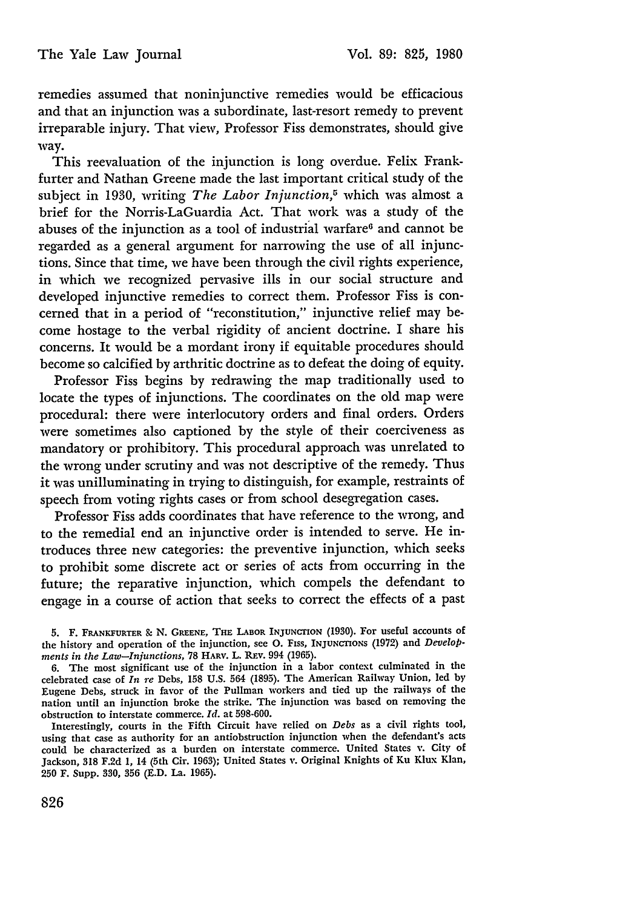remedies assumed that noninjunctive remedies would be efficacious and that an injunction was a subordinate, last-resort remedy to prevent irreparable injury. That view, Professor Fiss demonstrates, should give way.

This reevaluation of the injunction is long overdue. Felix Frankfurter and Nathan Greene made the last important critical study of the subject in 1930, writing *The Labor Injunction*,[5] which was almost a brief for the Norris-LaGuardia Act. That work was a study of the abuses of the injunction as a tool of industrial warfare[6] and cannot be regarded as a general argument for narrowing the use of all injunctions. Since that time, we have been through the civil rights experience, in which we recognized pervasive ills in our social structure and developed injunctive remedies to correct them. Professor Fiss is concerned that in a period of "reconstitution," injunctive relief may become hostage to the verbal rigidity of ancient doctrine. I share his concerns. It would be a mordant irony if equitable procedures should become so calcified by arthritic doctrine as to defeat the doing of equity.

Professor Fiss begins by redrawing the map traditionally used to locate the types of injunctions. The coordinates on the old map were procedural: there were interlocutory orders and final orders. Orders were sometimes also captioned by the style of their coerciveness as mandatory or prohibitory. This procedural approach was unrelated to the wrong under scrutiny and was not descriptive of the remedy. Thus it was unilluminating in trying to distinguish, for example, restraints of speech from voting rights cases or from school desegregation cases.

Professor Fiss adds coordinates that have reference to the wrong, and to the remedial end an injunctive order is intended to serve. He introduces three new categories: the preventive injunction, which seeks to prohibit some discrete act or series of acts from occurring in the future; the reparative injunction, which compels the defendant to engage in a course of action that seeks to correct the effects of a past

5. F. FRANKFURTER & N. GREENE, THE LABOR INJUNCTION (1930). For useful accounts of the history and operation of the injunction, see O. FISS, INJUNCTIONS (1972) and *Developments in the Law—Injunctions*, 78 HARV. L. REV. 994 (1965).

6. The most significant use of the injunction in a labor context culminated in the celebrated case of *In re* Debs, 158 U.S. 564 (1895). The American Railway Union, led by Eugene Debs, struck in favor of the Pullman workers and tied up the railways of the nation until an injunction broke the strike. The injunction was based on removing the obstruction to interstate commerce. *Id.* at 598-600.

Interestingly, courts in the Fifth Circuit have relied on *Debs* as a civil rights tool, using that case as authority for an antiobstruction injunction when the defendant's acts could be characterized as a burden on interstate commerce. United States v. City of Jackson, 318 F.2d 1, 14 (5th Cir. 1963); United States v. Original Knights of Ku Klux Klan, 250 F. Supp. 330, 356 (E.D. La. 1965).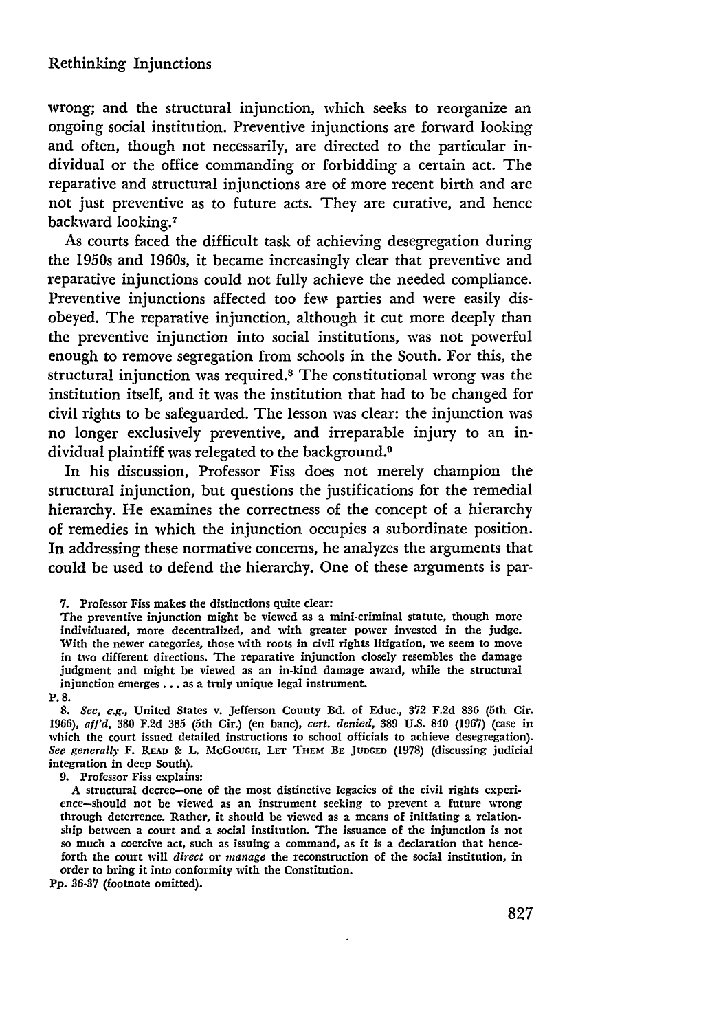wrong; and the structural injunction, which seeks to reorganize an ongoing social institution. Preventive injunctions are forward looking and often, though not necessarily, are directed to the particular individual or the office commanding or forbidding a certain act. The reparative and structural injunctions are of more recent birth and are not just preventive as to future acts. They are curative, and hence backward looking.[7]

As courts faced the difficult task of achieving desegregation during the 1950s and 1960s, it became increasingly clear that preventive and reparative injunctions could not fully achieve the needed compliance. Preventive injunctions affected too few parties and were easily disobeyed. The reparative injunction, although it cut more deeply than the preventive injunction into social institutions, was not powerful enough to remove segregation from schools in the South. For this, the structural injunction was required.[8] The constitutional wrong was the institution itself, and it was the institution that had to be changed for civil rights to be safeguarded. The lesson was clear: the injunction was no longer exclusively preventive, and irreparable injury to an individual plaintiff was relegated to the background.[9]

In his discussion, Professor Fiss does not merely champion the structural injunction, but questions the justifications for the remedial hierarchy. He examines the correctness of the concept of a hierarchy of remedies in which the injunction occupies a subordinate position. In addressing these normative concerns, he analyzes the arguments that could be used to defend the hierarchy. One of these arguments is par-

---

7. Professor Fiss makes the distinctions quite clear:

> The preventive injunction might be viewed as a mini-criminal statute, though more individuated, more decentralized, and with greater power invested in the judge. With the newer categories, those with roots in civil rights litigation, we seem to move in two different directions. The reparative injunction closely resembles the damage judgment and might be viewed as an in-kind damage award, while the structural injunction emerges . . . as a truly unique legal instrument.

P. 8.

8. *See, e.g.*, United States v. Jefferson County Bd. of Educ., 372 F.2d 836 (5th Cir. 1966), *aff'd*, 380 F.2d 385 (5th Cir.) (en banc), *cert. denied*, 389 U.S. 840 (1967) (case in which the court issued detailed instructions to school officials to achieve desegregation). *See generally* F. READ & L. MCGOUGH, LET THEM BE JUDGED (1978) (discussing judicial integration in deep South).

9. Professor Fiss explains:

> A structural decree—one of the most distinctive legacies of the civil rights experience—should not be viewed as an instrument seeking to prevent a future wrong through deterrence. Rather, it should be viewed as a means of initiating a relationship between a court and a social institution. The issuance of the injunction is not so much a coercive act, such as issuing a command, as it is a declaration that henceforth the court will *direct* or *manage* the reconstruction of the social institution, in order to bring it into conformity with the Constitution.

Pp. 36-37 (footnote omitted).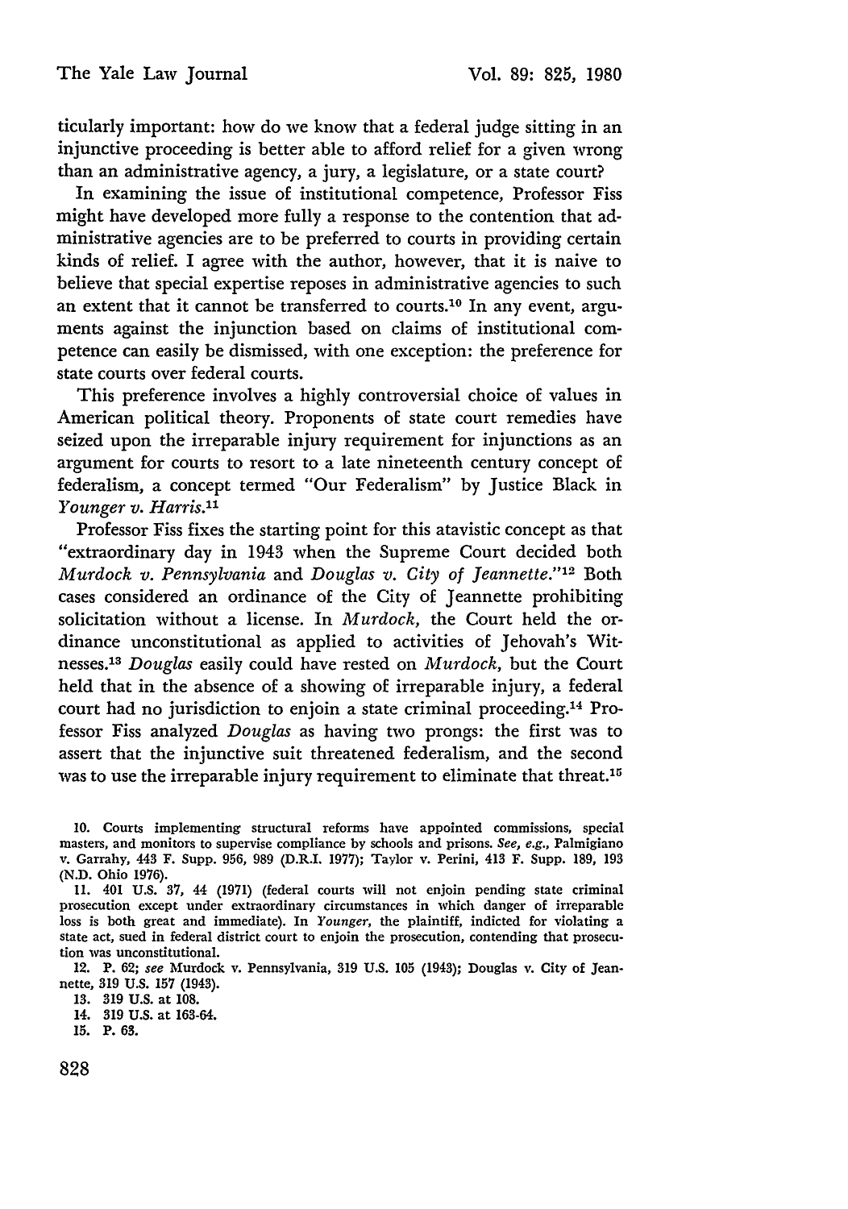ticularly important: how do we know that a federal judge sitting in an injunctive proceeding is better able to afford relief for a given wrong than an administrative agency, a jury, a legislature, or a state court?

In examining the issue of institutional competence, Professor Fiss might have developed more fully a response to the contention that administrative agencies are to be preferred to courts in providing certain kinds of relief. I agree with the author, however, that it is naive to believe that special expertise reposes in administrative agencies to such an extent that it cannot be transferred to courts.[10] In any event, arguments against the injunction based on claims of institutional competence can easily be dismissed, with one exception: the preference for state courts over federal courts.

This preference involves a highly controversial choice of values in American political theory. Proponents of state court remedies have seized upon the irreparable injury requirement for injunctions as an argument for courts to resort to a late nineteenth century concept of federalism, a concept termed "Our Federalism" by Justice Black in *Younger v. Harris*.[11]

Professor Fiss fixes the starting point for this atavistic concept as that "extraordinary day in 1943 when the Supreme Court decided both *Murdock v. Pennsylvania* and *Douglas v. City of Jeannette*."[12] Both cases considered an ordinance of the City of Jeannette prohibiting solicitation without a license. In *Murdock*, the Court held the ordinance unconstitutional as applied to activities of Jehovah's Witnesses.[13] *Douglas* easily could have rested on *Murdock*, but the Court held that in the absence of a showing of irreparable injury, a federal court had no jurisdiction to enjoin a state criminal proceeding.[14] Professor Fiss analyzed *Douglas* as having two prongs: the first was to assert that the injunctive suit threatened federalism, and the second was to use the irreparable injury requirement to eliminate that threat.[15]

10. Courts implementing structural reforms have appointed commissions, special masters, and monitors to supervise compliance by schools and prisons. *See, e.g.*, Palmigiano v. Garrahy, 443 F. Supp. 956, 989 (D.R.I. 1977); Taylor v. Perini, 413 F. Supp. 189, 193 (N.D. Ohio 1976).

11. 401 U.S. 37, 44 (1971) (federal courts will not enjoin pending state criminal prosecution except under extraordinary circumstances in which danger of irreparable loss is both great and immediate). In *Younger*, the plaintiff, indicted for violating a state act, sued in federal district court to enjoin the prosecution, contending that prosecution was unconstitutional.

12. P. 62; *see* Murdock v. Pennsylvania, 319 U.S. 105 (1943); Douglas v. City of Jeannette, 319 U.S. 157 (1943).

13. 319 U.S. at 108.

14. 319 U.S. at 163-64.

15. P. 63.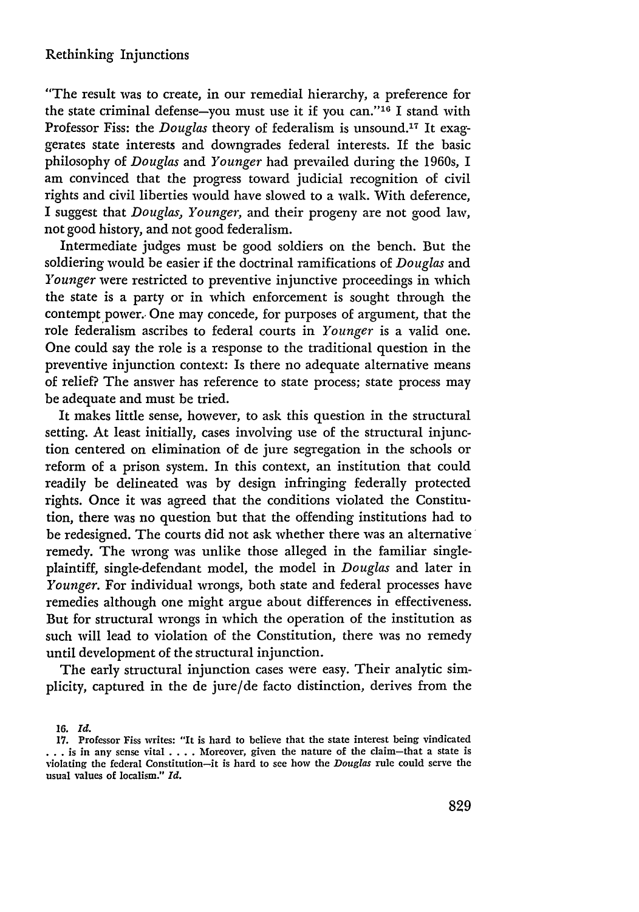"The result was to create, in our remedial hierarchy, a preference for the state criminal defense—you must use it if you can."[16] I stand with Professor Fiss: the *Douglas* theory of federalism is unsound.[17] It exaggerates state interests and downgrades federal interests. If the basic philosophy of *Douglas* and *Younger* had prevailed during the 1960s, I am convinced that the progress toward judicial recognition of civil rights and civil liberties would have slowed to a walk. With deference, I suggest that *Douglas, Younger*, and their progeny are not good law, not good history, and not good federalism.

Intermediate judges must be good soldiers on the bench. But the soldiering would be easier if the doctrinal ramifications of *Douglas* and *Younger* were restricted to preventive injunctive proceedings in which the state is a party or in which enforcement is sought through the contempt power. One may concede, for purposes of argument, that the role federalism ascribes to federal courts in *Younger* is a valid one. One could say the role is a response to the traditional question in the preventive injunction context: Is there no adequate alternative means of relief? The answer has reference to state process; state process may be adequate and must be tried.

It makes little sense, however, to ask this question in the structural setting. At least initially, cases involving use of the structural injunction centered on elimination of de jure segregation in the schools or reform of a prison system. In this context, an institution that could readily be delineated was by design infringing federally protected rights. Once it was agreed that the conditions violated the Constitution, there was no question but that the offending institutions had to be redesigned. The courts did not ask whether there was an alternative remedy. The wrong was unlike those alleged in the familiar single-plaintiff, single-defendant model, the model in *Douglas* and later in *Younger*. For individual wrongs, both state and federal processes have remedies although one might argue about differences in effectiveness. But for structural wrongs in which the operation of the institution as such will lead to violation of the Constitution, there was no remedy until development of the structural injunction.

The early structural injunction cases were easy. Their analytic simplicity, captured in the de jure/de facto distinction, derives from the

16. *Id.*

17. Professor Fiss writes: "It is hard to believe that the state interest being vindicated . . . is in any sense vital . . . . Moreover, given the nature of the claim—that a state is violating the federal Constitution—it is hard to see how the *Douglas* rule could serve the usual values of localism." *Id.*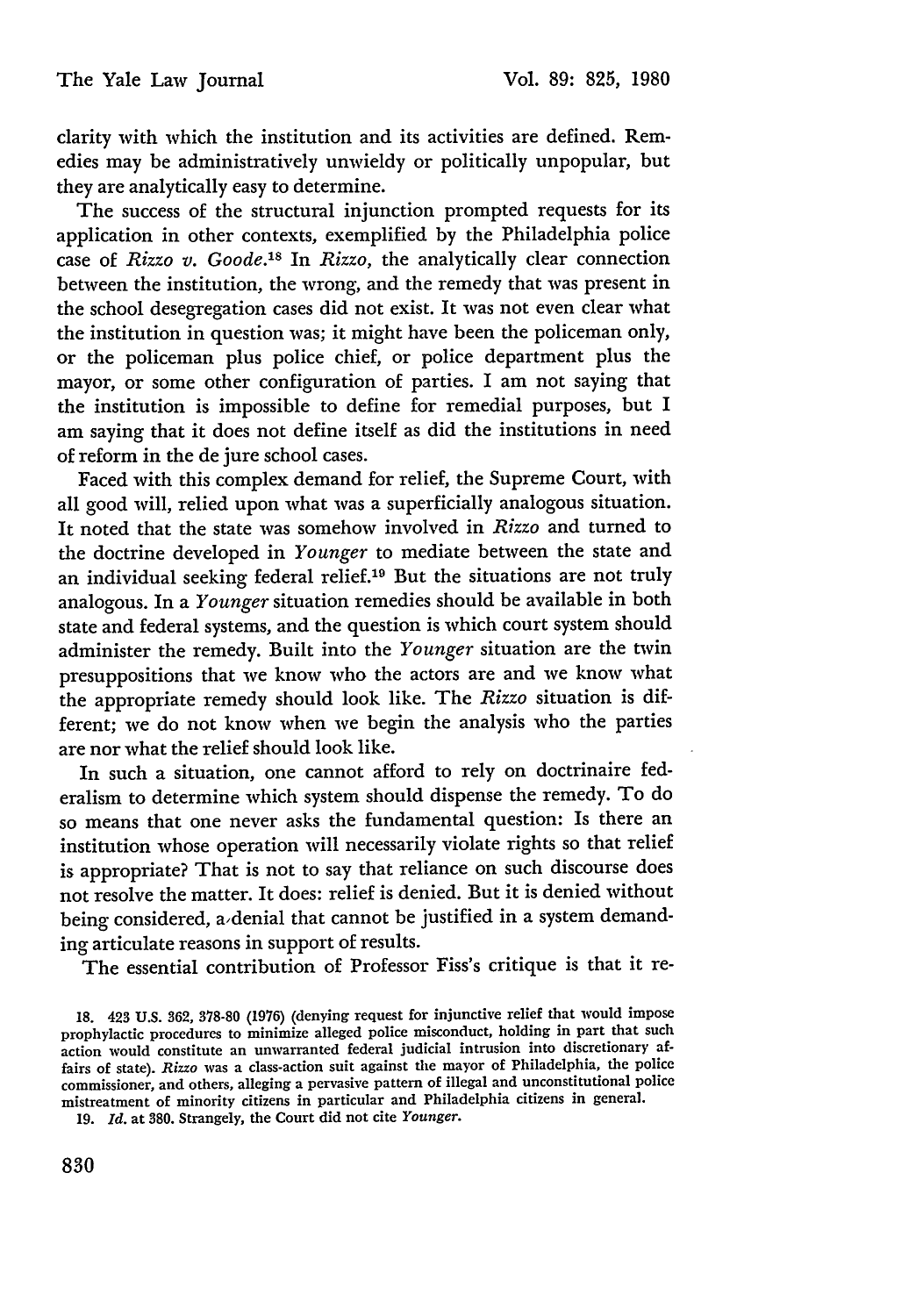clarity with which the institution and its activities are defined. Remedies may be administratively unwieldy or politically unpopular, but they are analytically easy to determine.

The success of the structural injunction prompted requests for its application in other contexts, exemplified by the Philadelphia police case of *Rizzo v. Goode*.[18] In *Rizzo*, the analytically clear connection between the institution, the wrong, and the remedy that was present in the school desegregation cases did not exist. It was not even clear what the institution in question was; it might have been the policeman only, or the policeman plus police chief, or police department plus the mayor, or some other configuration of parties. I am not saying that the institution is impossible to define for remedial purposes, but I am saying that it does not define itself as did the institutions in need of reform in the de jure school cases.

Faced with this complex demand for relief, the Supreme Court, with all good will, relied upon what was a superficially analogous situation. It noted that the state was somehow involved in *Rizzo* and turned to the doctrine developed in *Younger* to mediate between the state and an individual seeking federal relief.[19] But the situations are not truly analogous. In a *Younger* situation remedies should be available in both state and federal systems, and the question is which court system should administer the remedy. Built into the *Younger* situation are the twin presuppositions that we know who the actors are and we know what the appropriate remedy should look like. The *Rizzo* situation is different; we do not know when we begin the analysis who the parties are nor what the relief should look like.

In such a situation, one cannot afford to rely on doctrinaire federalism to determine which system should dispense the remedy. To do so means that one never asks the fundamental question: Is there an institution whose operation will necessarily violate rights so that relief is appropriate? That is not to say that reliance on such discourse does not resolve the matter. It does: relief is denied. But it is denied without being considered, a denial that cannot be justified in a system demanding articulate reasons in support of results.

The essential contribution of Professor Fiss's critique is that it re-

18. 423 U.S. 362, 378-80 (1976) (denying request for injunctive relief that would impose prophylactic procedures to minimize alleged police misconduct, holding in part that such action would constitute an unwarranted federal judicial intrusion into discretionary affairs of state). *Rizzo* was a class-action suit against the mayor of Philadelphia, the police commissioner, and others, alleging a pervasive pattern of illegal and unconstitutional police mistreatment of minority citizens in particular and Philadelphia citizens in general.

19. *Id.* at 380. Strangely, the Court did not cite *Younger*.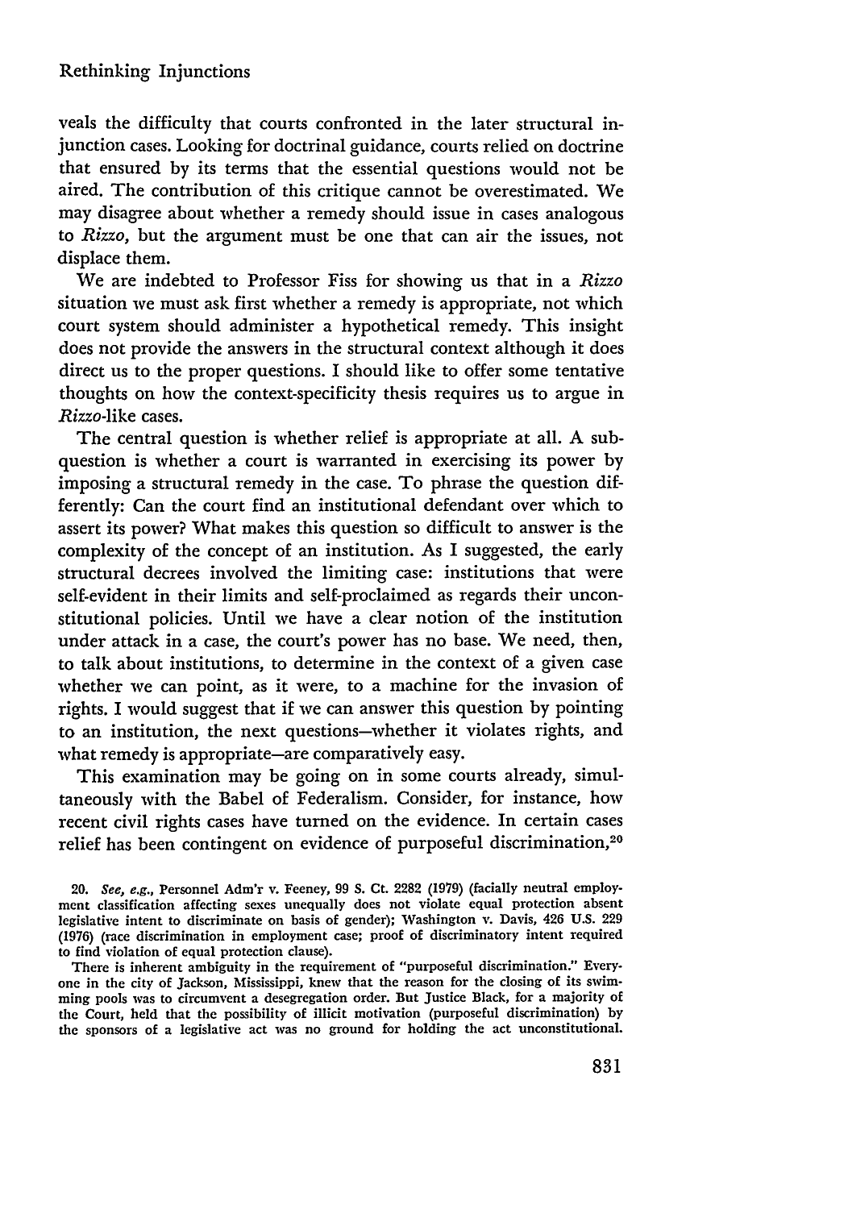veals the difficulty that courts confronted in the later structural injunction cases. Looking for doctrinal guidance, courts relied on doctrine that ensured by its terms that the essential questions would not be aired. The contribution of this critique cannot be overestimated. We may disagree about whether a remedy should issue in cases analogous to *Rizzo*, but the argument must be one that can air the issues, not displace them.

We are indebted to Professor Fiss for showing us that in a *Rizzo* situation we must ask first whether a remedy is appropriate, not which court system should administer a hypothetical remedy. This insight does not provide the answers in the structural context although it does direct us to the proper questions. I should like to offer some tentative thoughts on how the context-specificity thesis requires us to argue in *Rizzo*-like cases.

The central question is whether relief is appropriate at all. A subquestion is whether a court is warranted in exercising its power by imposing a structural remedy in the case. To phrase the question differently: Can the court find an institutional defendant over which to assert its power? What makes this question so difficult to answer is the complexity of the concept of an institution. As I suggested, the early structural decrees involved the limiting case: institutions that were self-evident in their limits and self-proclaimed as regards their unconstitutional policies. Until we have a clear notion of the institution under attack in a case, the court's power has no base. We need, then, to talk about institutions, to determine in the context of a given case whether we can point, as it were, to a machine for the invasion of rights. I would suggest that if we can answer this question by pointing to an institution, the next questions—whether it violates rights, and what remedy is appropriate—are comparatively easy.

This examination may be going on in some courts already, simultaneously with the Babel of Federalism. Consider, for instance, how recent civil rights cases have turned on the evidence. In certain cases relief has been contingent on evidence of purposeful discrimination,[20]

20. *See, e.g.*, Personnel Adm'r v. Feeney, 99 S. Ct. 2282 (1979) (facially neutral employment classification affecting sexes unequally does not violate equal protection absent legislative intent to discriminate on basis of gender); Washington v. Davis, 426 U.S. 229 (1976) (race discrimination in employment case; proof of discriminatory intent required to find violation of equal protection clause).

There is inherent ambiguity in the requirement of "purposeful discrimination." Everyone in the city of Jackson, Mississippi, knew that the reason for the closing of its swimming pools was to circumvent a desegregation order. But Justice Black, for a majority of the Court, held that the possibility of illicit motivation (purposeful discrimination) by the sponsors of a legislative act was no ground for holding the act unconstitutional.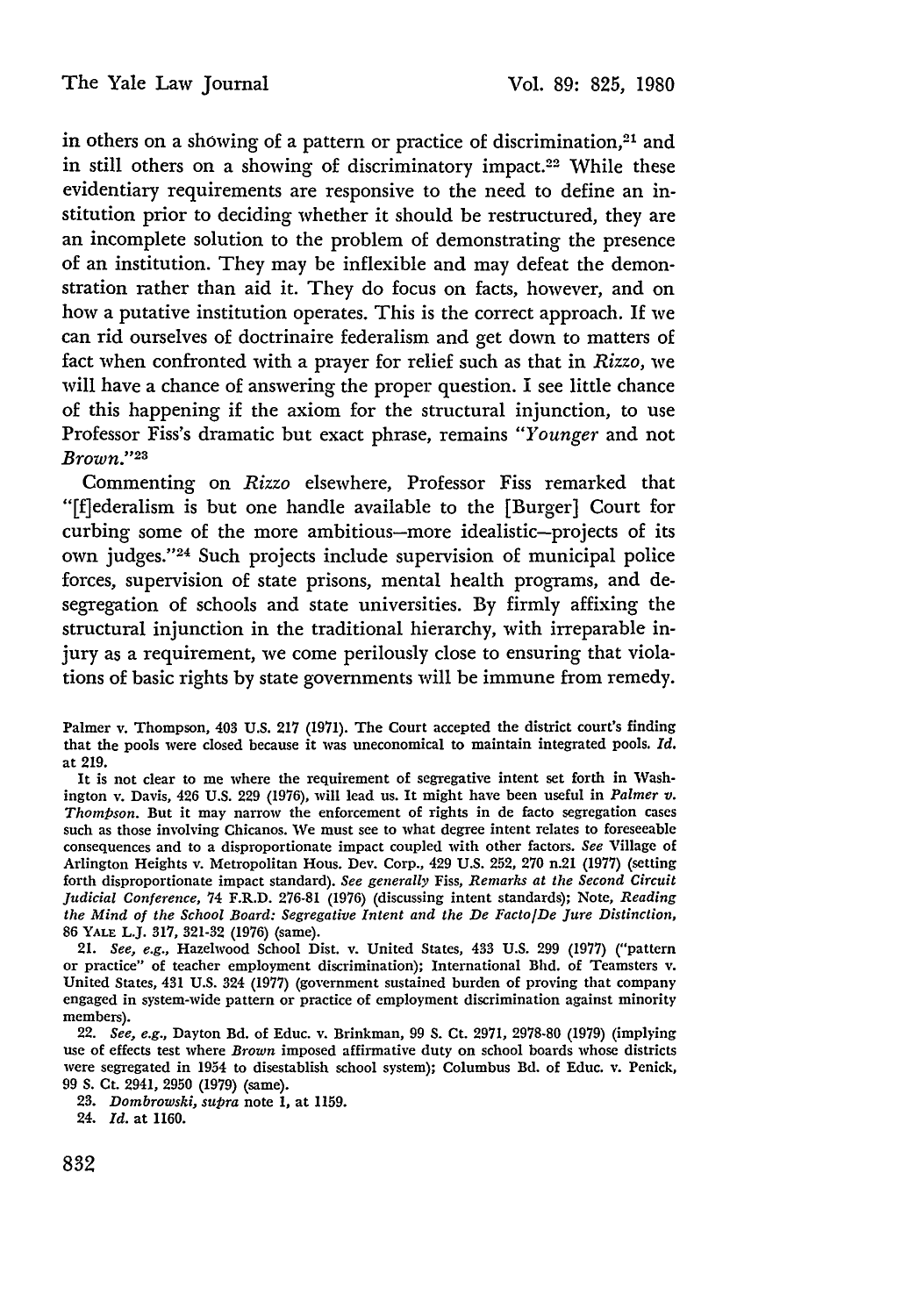in others on a showing of a pattern or practice of discrimination,[21] and in still others on a showing of discriminatory impact.[22] While these evidentiary requirements are responsive to the need to define an institution prior to deciding whether it should be restructured, they are an incomplete solution to the problem of demonstrating the presence of an institution. They may be inflexible and may defeat the demonstration rather than aid it. They do focus on facts, however, and on how a putative institution operates. This is the correct approach. If we can rid ourselves of doctrinaire federalism and get down to matters of fact when confronted with a prayer for relief such as that in *Rizzo*, we will have a chance of answering the proper question. I see little chance of this happening if the axiom for the structural injunction, to use Professor Fiss's dramatic but exact phrase, remains "*Younger* and not *Brown*."[23]

Commenting on *Rizzo* elsewhere, Professor Fiss remarked that "[f]ederalism is but one handle available to the [Burger] Court for curbing some of the more ambitious—more idealistic—projects of its own judges."[24] Such projects include supervision of municipal police forces, supervision of state prisons, mental health programs, and desegregation of schools and state universities. By firmly affixing the structural injunction in the traditional hierarchy, with irreparable injury as a requirement, we come perilously close to ensuring that violations of basic rights by state governments will be immune from remedy.

Palmer v. Thompson, 403 U.S. 217 (1971). The Court accepted the district court's finding that the pools were closed because it was uneconomical to maintain integrated pools. *Id.* at 219.

It is not clear to me where the requirement of segregative intent set forth in Washington v. Davis, 426 U.S. 229 (1976), will lead us. It might have been useful in *Palmer v. Thompson*. But it may narrow the enforcement of rights in de facto segregation cases such as those involving Chicanos. We must see to what degree intent relates to foreseeable consequences and to a disproportionate impact coupled with other factors. *See* Village of Arlington Heights v. Metropolitan Hous. Dev. Corp., 429 U.S. 252, 270 n.21 (1977) (setting forth disproportionate impact standard). *See generally* Fiss, *Remarks at the Second Circuit Judicial Conference*, 74 F.R.D. 276-81 (1976) (discussing intent standards); Note, *Reading the Mind of the School Board: Segregative Intent and the De Facto/De Jure Distinction*, 86 YALE L.J. 317, 321-32 (1976) (same).

21. *See, e.g.*, Hazelwood School Dist. v. United States, 433 U.S. 299 (1977) ("pattern or practice" of teacher employment discrimination); International Bhd. of Teamsters v. United States, 431 U.S. 324 (1977) (government sustained burden of proving that company engaged in system-wide pattern or practice of employment discrimination against minority members).

22. *See, e.g.*, Dayton Bd. of Educ. v. Brinkman, 99 S. Ct. 2971, 2978-80 (1979) (implying use of effects test where *Brown* imposed affirmative duty on school boards whose districts were segregated in 1954 to disestablish school system); Columbus Bd. of Educ. v. Penick, 99 S. Ct. 2941, 2950 (1979) (same).

23. *Dombrowski*, *supra* note 1, at 1159.

24. *Id.* at 1160.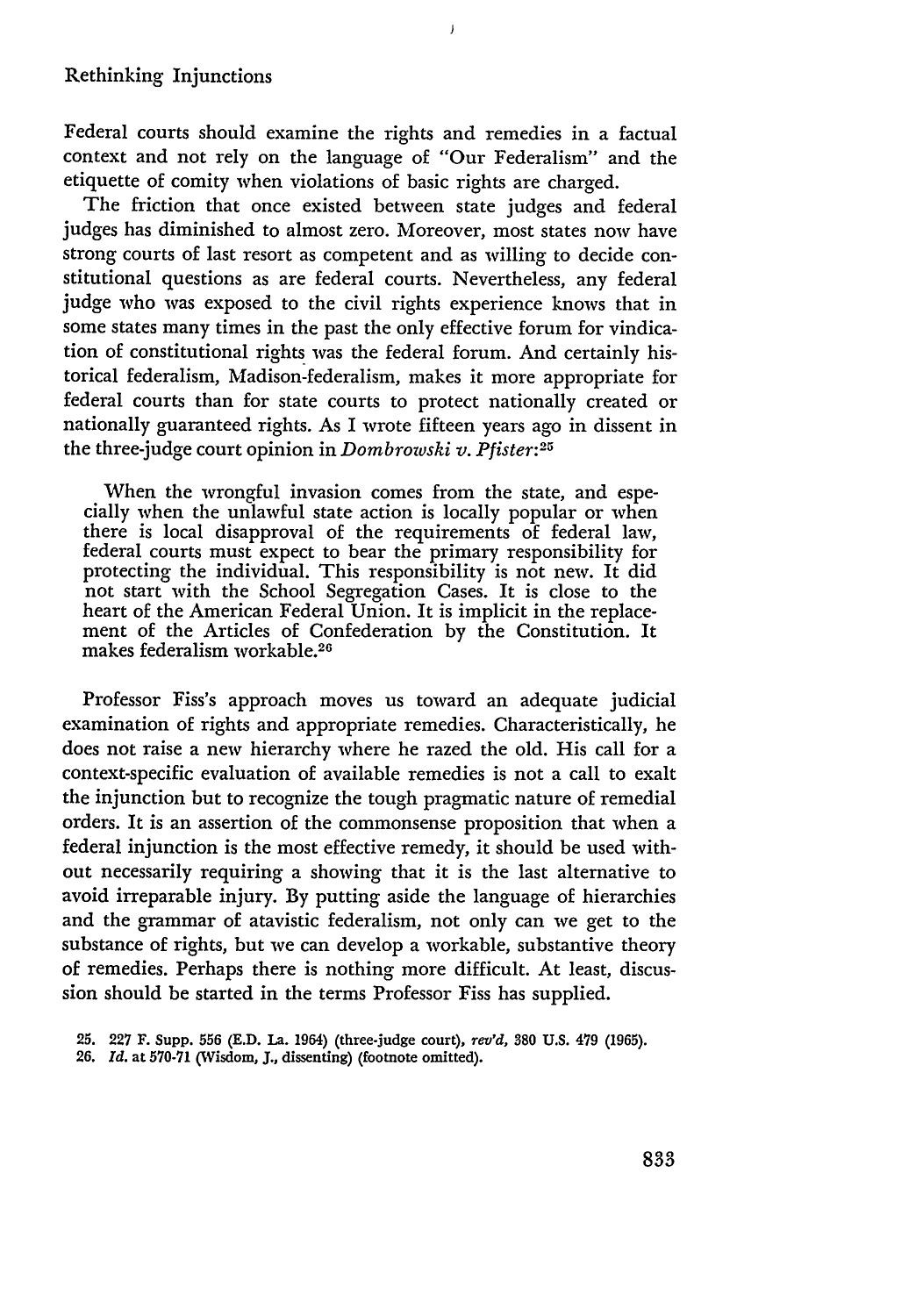Federal courts should examine the rights and remedies in a factual context and not rely on the language of "Our Federalism" and the etiquette of comity when violations of basic rights are charged.

The friction that once existed between state judges and federal judges has diminished to almost zero. Moreover, most states now have strong courts of last resort as competent and as willing to decide constitutional questions as are federal courts. Nevertheless, any federal judge who was exposed to the civil rights experience knows that in some states many times in the past the only effective forum for vindication of constitutional rights was the federal forum. And certainly historical federalism, Madison-federalism, makes it more appropriate for federal courts than for state courts to protect nationally created or nationally guaranteed rights. As I wrote fifteen years ago in dissent in the three-judge court opinion in *Dombrowski v. Pfister*:[25]

> When the wrongful invasion comes from the state, and especially when the unlawful state action is locally popular or when there is local disapproval of the requirements of federal law, federal courts must expect to bear the primary responsibility for protecting the individual. This responsibility is not new. It did not start with the School Segregation Cases. It is close to the heart of the American Federal Union. It is implicit in the replacement of the Articles of Confederation by the Constitution. It makes federalism workable.[26]

Professor Fiss's approach moves us toward an adequate judicial examination of rights and appropriate remedies. Characteristically, he does not raise a new hierarchy where he razed the old. His call for a context-specific evaluation of available remedies is not a call to exalt the injunction but to recognize the tough pragmatic nature of remedial orders. It is an assertion of the commonsense proposition that when a federal injunction is the most effective remedy, it should be used without necessarily requiring a showing that it is the last alternative to avoid irreparable injury. By putting aside the language of hierarchies and the grammar of atavistic federalism, not only can we get to the substance of rights, but we can develop a workable, substantive theory of remedies. Perhaps there is nothing more difficult. At least, discussion should be started in the terms Professor Fiss has supplied.

25. 227 F. Supp. 556 (E.D. La. 1964) (three-judge court), *rev'd*, 380 U.S. 479 (1965).

26. *Id.* at 570-71 (Wisdom, J., dissenting) (footnote omitted).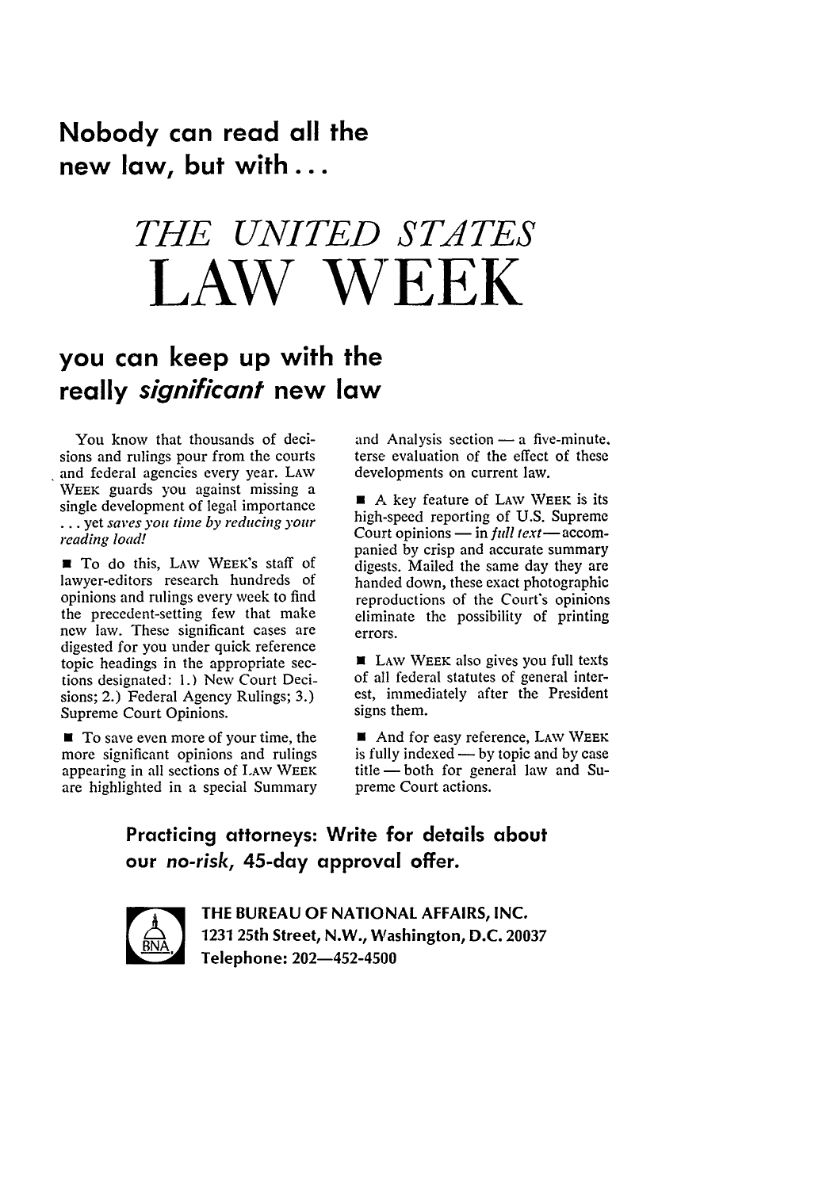# Nobody can read all the new law, but with . . .

# *THE UNITED STATES* LAW WEEK

# you can keep up with the really *significant* new law

You know that thousands of decisions and rulings pour from the courts and federal agencies every year. LAW WEEK guards you against missing a single development of legal importance . . . yet *saves you time by reducing your reading load!*

■ To do this, LAW WEEK's staff of lawyer-editors research hundreds of opinions and rulings every week to find the precedent-setting few that make new law. These significant cases are digested for you under quick reference topic headings in the appropriate sections designated: 1.) New Court Decisions; 2.) Federal Agency Rulings; 3.) Supreme Court Opinions.

■ To save even more of your time, the more significant opinions and rulings appearing in all sections of LAW WEEK are highlighted in a special Summary and Analysis section — a five-minute, terse evaluation of the effect of these developments on current law.

■ A key feature of LAW WEEK is its high-speed reporting of U.S. Supreme Court opinions — in *full text* — accompanied by crisp and accurate summary digests. Mailed the same day they are handed down, these exact photographic reproductions of the Court's opinions eliminate the possibility of printing errors.

■ LAW WEEK also gives you full texts of all federal statutes of general interest, immediately after the President signs them.

■ And for easy reference, LAW WEEK is fully indexed — by topic and by case title — both for general law and Supreme Court actions.

**Practicing attorneys: Write for details about our *no-risk*, 45-day approval offer.**

**THE BUREAU OF NATIONAL AFFAIRS, INC.**
**1231 25th Street, N.W., Washington, D.C. 20037**
**Telephone: 202—452-4500**